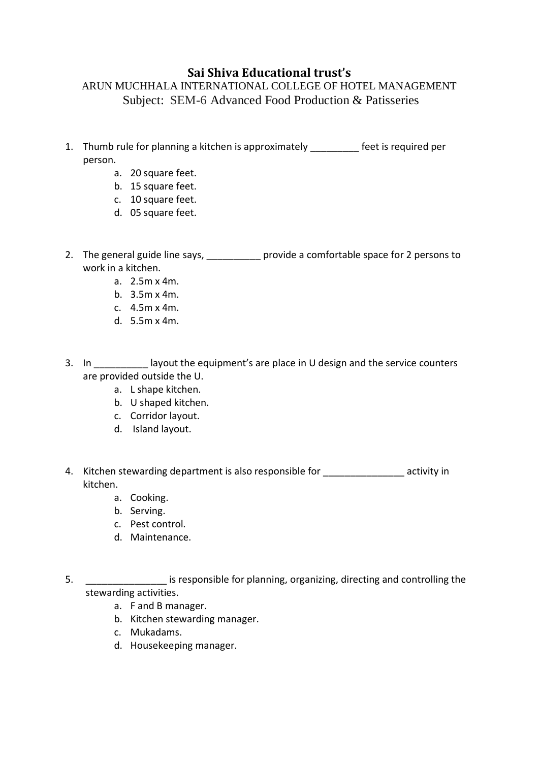# Sai Shiva Educational trust's

ARUN MUCHHALA INTERNATIONAL COLLEGE OF HOTEL MANAGEMENT

Subject: SEM-6 Advanced Food Production & Patisseries

1. Thumb rule for planning a kitchen is approximately _________ feet is required per person.
   a. 20 square feet.
   b. 15 square feet.
   c. 10 square feet.
   d. 05 square feet.

2. The general guide line says, __________ provide a comfortable space for 2 persons to work in a kitchen.
   a. 2.5m x 4m.
   b. 3.5m x 4m.
   c. 4.5m x 4m.
   d. 5.5m x 4m.

3. In __________ layout the equipment's are place in U design and the service counters are provided outside the U.
   a. L shape kitchen.
   b. U shaped kitchen.
   c. Corridor layout.
   d. Island layout.

4. Kitchen stewarding department is also responsible for _______________ activity in kitchen.
   a. Cooking.
   b. Serving.
   c. Pest control.
   d. Maintenance.

5. _______________ is responsible for planning, organizing, directing and controlling the stewarding activities.
   a. F and B manager.
   b. Kitchen stewarding manager.
   c. Mukadams.
   d. Housekeeping manager.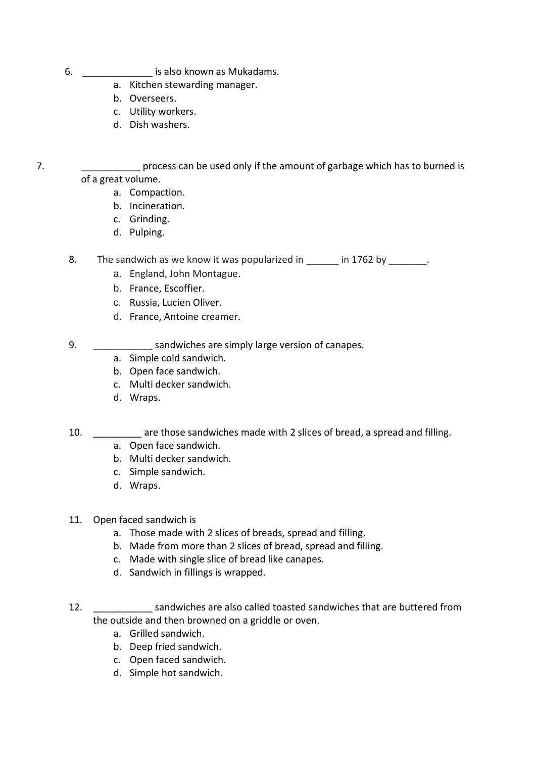6. _____________ is also known as Mukadams.
    a. Kitchen stewarding manager.
    b. Overseers.
    c. Utility workers.
    d. Dish washers.

7. ___________ process can be used only if the amount of garbage which has to burned is of a great volume.
    a. Compaction.
    b. Incineration.
    c. Grinding.
    d. Pulping.

8. The sandwich as we know it was popularized in ______ in 1762 by _______.
    a. England, John Montague.
    b. France, Escoffier.
    c. Russia, Lucien Oliver.
    d. France, Antoine creamer.

9. ___________ sandwiches are simply large version of canapes.
    a. Simple cold sandwich.
    b. Open face sandwich.
    c. Multi decker sandwich.
    d. Wraps.

10. _________ are those sandwiches made with 2 slices of bread, a spread and filling.
    a. Open face sandwich.
    b. Multi decker sandwich.
    c. Simple sandwich.
    d. Wraps.

11. Open faced sandwich is
    a. Those made with 2 slices of breads, spread and filling.
    b. Made from more than 2 slices of bread, spread and filling.
    c. Made with single slice of bread like canapes.
    d. Sandwich in fillings is wrapped.

12. ___________ sandwiches are also called toasted sandwiches that are buttered from the outside and then browned on a griddle or oven.
    a. Grilled sandwich.
    b. Deep fried sandwich.
    c. Open faced sandwich.
    d. Simple hot sandwich.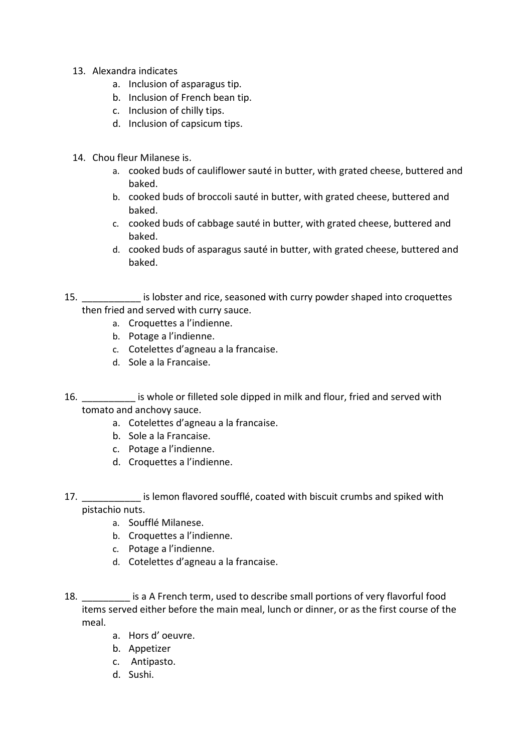13. Alexandra indicates
    a. Inclusion of asparagus tip.
    b. Inclusion of French bean tip.
    c. Inclusion of chilly tips.
    d. Inclusion of capsicum tips.

14. Chou fleur Milanese is.
    a. cooked buds of cauliflower sauté in butter, with grated cheese, buttered and baked.
    b. cooked buds of broccoli sauté in butter, with grated cheese, buttered and baked.
    c. cooked buds of cabbage sauté in butter, with grated cheese, buttered and baked.
    d. cooked buds of asparagus sauté in butter, with grated cheese, buttered and baked.

15. ___________ is lobster and rice, seasoned with curry powder shaped into croquettes then fried and served with curry sauce.
    a. Croquettes a l'indienne.
    b. Potage a l'indienne.
    c. Cotelettes d'agneau a la francaise.
    d. Sole a la Francaise.

16. __________ is whole or filleted sole dipped in milk and flour, fried and served with tomato and anchovy sauce.
    a. Cotelettes d'agneau a la francaise.
    b. Sole a la Francaise.
    c. Potage a l'indienne.
    d. Croquettes a l'indienne.

17. ___________ is lemon flavored soufflé, coated with biscuit crumbs and spiked with pistachio nuts.
    a. Soufflé Milanese.
    b. Croquettes a l'indienne.
    c. Potage a l'indienne.
    d. Cotelettes d'agneau a la francaise.

18. _________ is a A French term, used to describe small portions of very flavorful food items served either before the main meal, lunch or dinner, or as the first course of the meal.
    a. Hors d' oeuvre.
    b. Appetizer
    c. Antipasto.
    d. Sushi.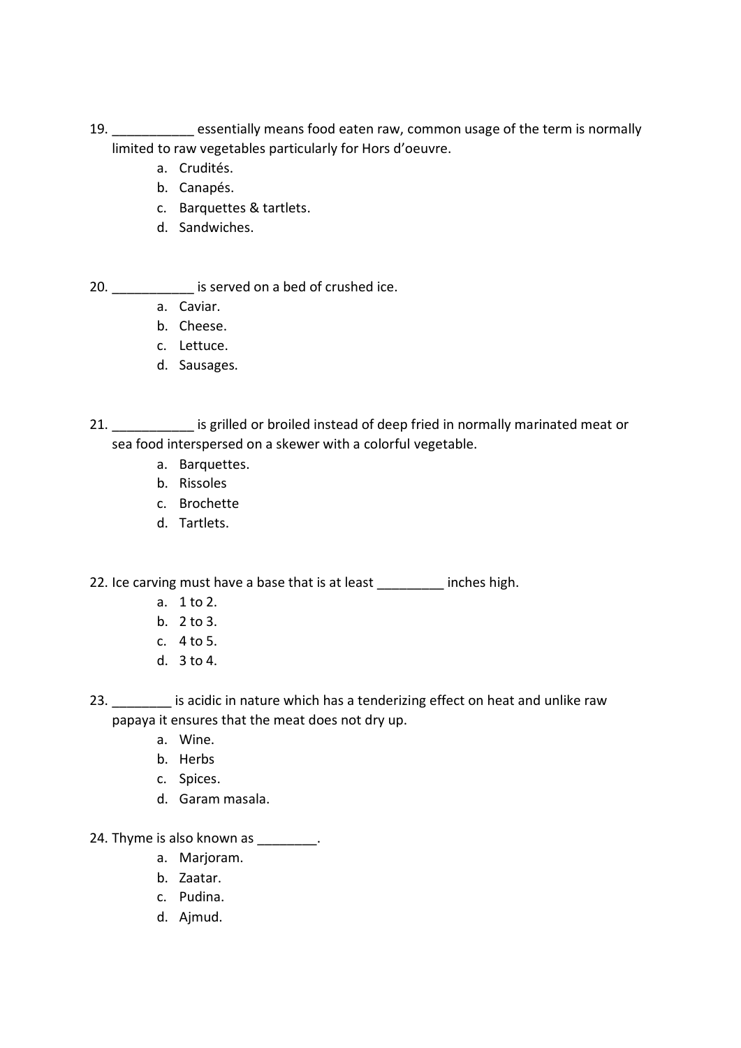19. ___________ essentially means food eaten raw, common usage of the term is normally limited to raw vegetables particularly for Hors d'oeuvre.
    a. Crudités.
    b. Canapés.
    c. Barquettes & tartlets.
    d. Sandwiches.

20. ___________ is served on a bed of crushed ice.
    a. Caviar.
    b. Cheese.
    c. Lettuce.
    d. Sausages.

21. ___________ is grilled or broiled instead of deep fried in normally marinated meat or sea food interspersed on a skewer with a colorful vegetable.
    a. Barquettes.
    b. Rissoles
    c. Brochette
    d. Tartlets.

22. Ice carving must have a base that is at least _________ inches high.
    a. 1 to 2.
    b. 2 to 3.
    c. 4 to 5.
    d. 3 to 4.

23. ________ is acidic in nature which has a tenderizing effect on heat and unlike raw papaya it ensures that the meat does not dry up.
    a. Wine.
    b. Herbs
    c. Spices.
    d. Garam masala.

24. Thyme is also known as ________.
    a. Marjoram.
    b. Zaatar.
    c. Pudina.
    d. Ajmud.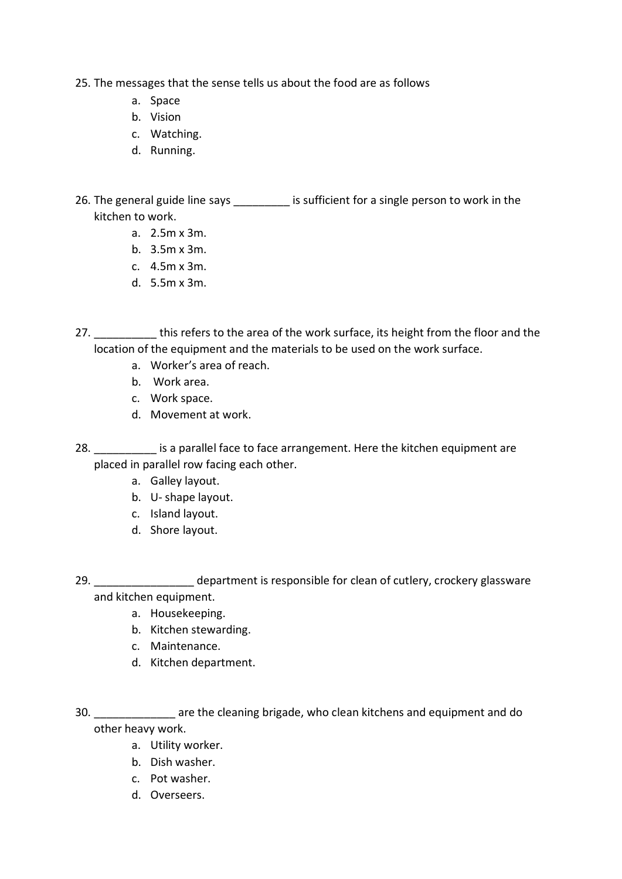25. The messages that the sense tells us about the food are as follows
    a. Space
    b. Vision
    c. Watching.
    d. Running.

26. The general guide line says _________ is sufficient for a single person to work in the kitchen to work.
    a. 2.5m x 3m.
    b. 3.5m x 3m.
    c. 4.5m x 3m.
    d. 5.5m x 3m.

27. __________ this refers to the area of the work surface, its height from the floor and the location of the equipment and the materials to be used on the work surface.
    a. Worker's area of reach.
    b. Work area.
    c. Work space.
    d. Movement at work.

28. __________ is a parallel face to face arrangement. Here the kitchen equipment are placed in parallel row facing each other.
    a. Galley layout.
    b. U- shape layout.
    c. Island layout.
    d. Shore layout.

29. ________________ department is responsible for clean of cutlery, crockery glassware and kitchen equipment.
    a. Housekeeping.
    b. Kitchen stewarding.
    c. Maintenance.
    d. Kitchen department.

30. _____________ are the cleaning brigade, who clean kitchens and equipment and do other heavy work.
    a. Utility worker.
    b. Dish washer.
    c. Pot washer.
    d. Overseers.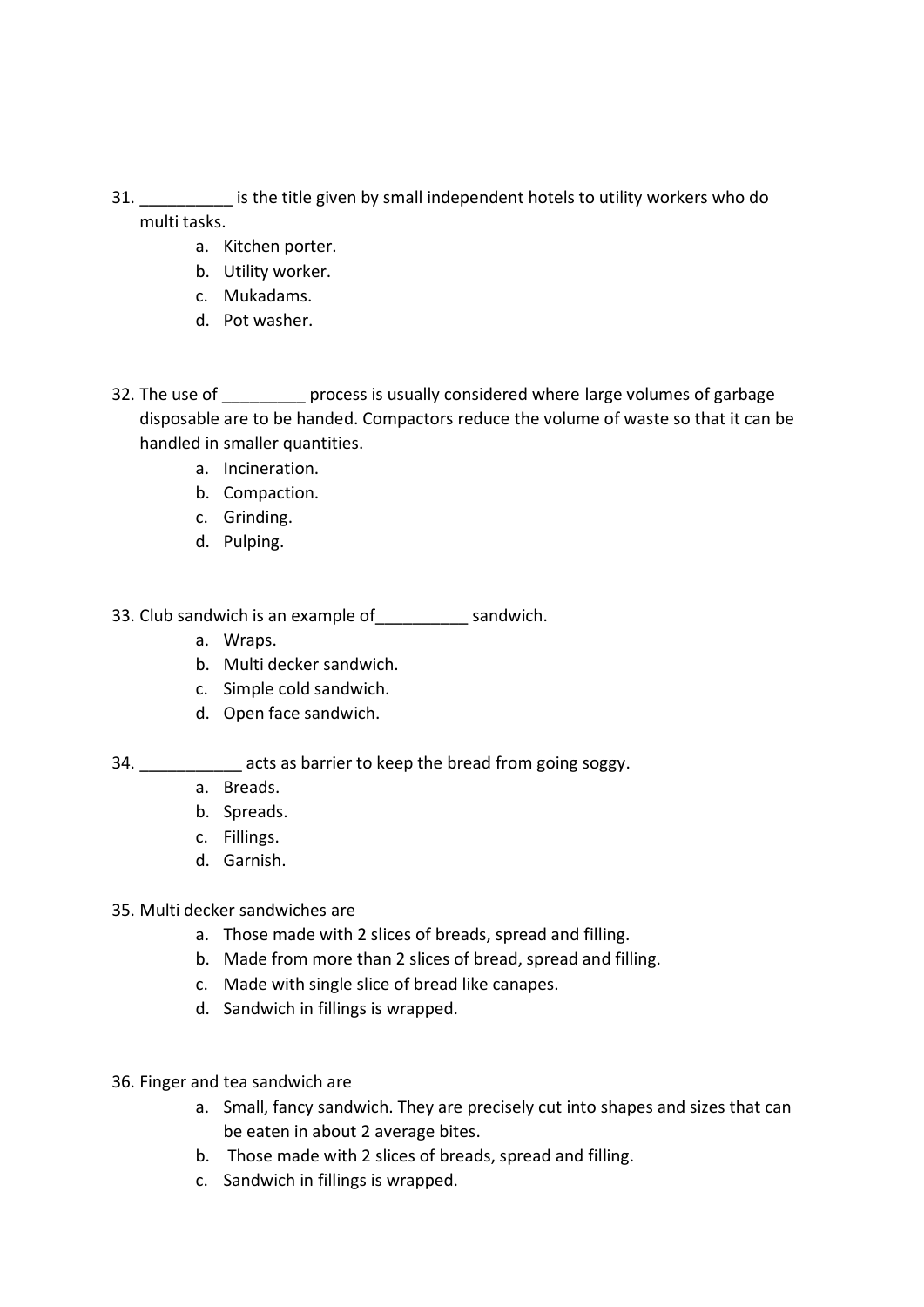31. __________ is the title given by small independent hotels to utility workers who do multi tasks.
    a. Kitchen porter.
    b. Utility worker.
    c. Mukadams.
    d. Pot washer.

32. The use of _________ process is usually considered where large volumes of garbage disposable are to be handed. Compactors reduce the volume of waste so that it can be handled in smaller quantities.
    a. Incineration.
    b. Compaction.
    c. Grinding.
    d. Pulping.

33. Club sandwich is an example of__________ sandwich.
    a. Wraps.
    b. Multi decker sandwich.
    c. Simple cold sandwich.
    d. Open face sandwich.

34. ___________ acts as barrier to keep the bread from going soggy.
    a. Breads.
    b. Spreads.
    c. Fillings.
    d. Garnish.

35. Multi decker sandwiches are
    a. Those made with 2 slices of breads, spread and filling.
    b. Made from more than 2 slices of bread, spread and filling.
    c. Made with single slice of bread like canapes.
    d. Sandwich in fillings is wrapped.

36. Finger and tea sandwich are
    a. Small, fancy sandwich. They are precisely cut into shapes and sizes that can be eaten in about 2 average bites.
    b. Those made with 2 slices of breads, spread and filling.
    c. Sandwich in fillings is wrapped.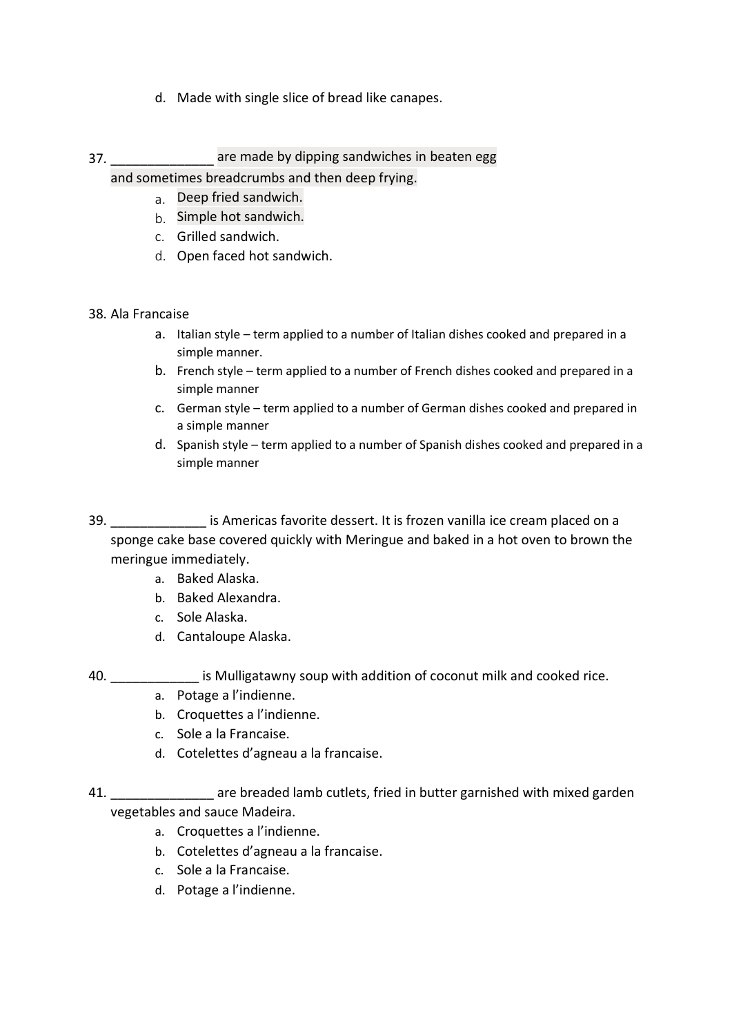d. Made with single slice of bread like canapes.

37. ______________ are made by dipping sandwiches in beaten egg and sometimes breadcrumbs and then deep frying.

   a. Deep fried sandwich.
   b. Simple hot sandwich.
   c. Grilled sandwich.
   d. Open faced hot sandwich.

38. Ala Francaise

   a. Italian style – term applied to a number of Italian dishes cooked and prepared in a simple manner.
   b. French style – term applied to a number of French dishes cooked and prepared in a simple manner
   c. German style – term applied to a number of German dishes cooked and prepared in a simple manner
   d. Spanish style – term applied to a number of Spanish dishes cooked and prepared in a simple manner

39. _____________ is Americas favorite dessert. It is frozen vanilla ice cream placed on a sponge cake base covered quickly with Meringue and baked in a hot oven to brown the meringue immediately.

   a. Baked Alaska.
   b. Baked Alexandra.
   c. Sole Alaska.
   d. Cantaloupe Alaska.

40. ____________ is Mulligatawny soup with addition of coconut milk and cooked rice.

   a. Potage a l'indienne.
   b. Croquettes a l'indienne.
   c. Sole a la Francaise.
   d. Cotelettes d'agneau a la francaise.

41. ______________ are breaded lamb cutlets, fried in butter garnished with mixed garden vegetables and sauce Madeira.

   a. Croquettes a l'indienne.
   b. Cotelettes d'agneau a la francaise.
   c. Sole a la Francaise.
   d. Potage a l'indienne.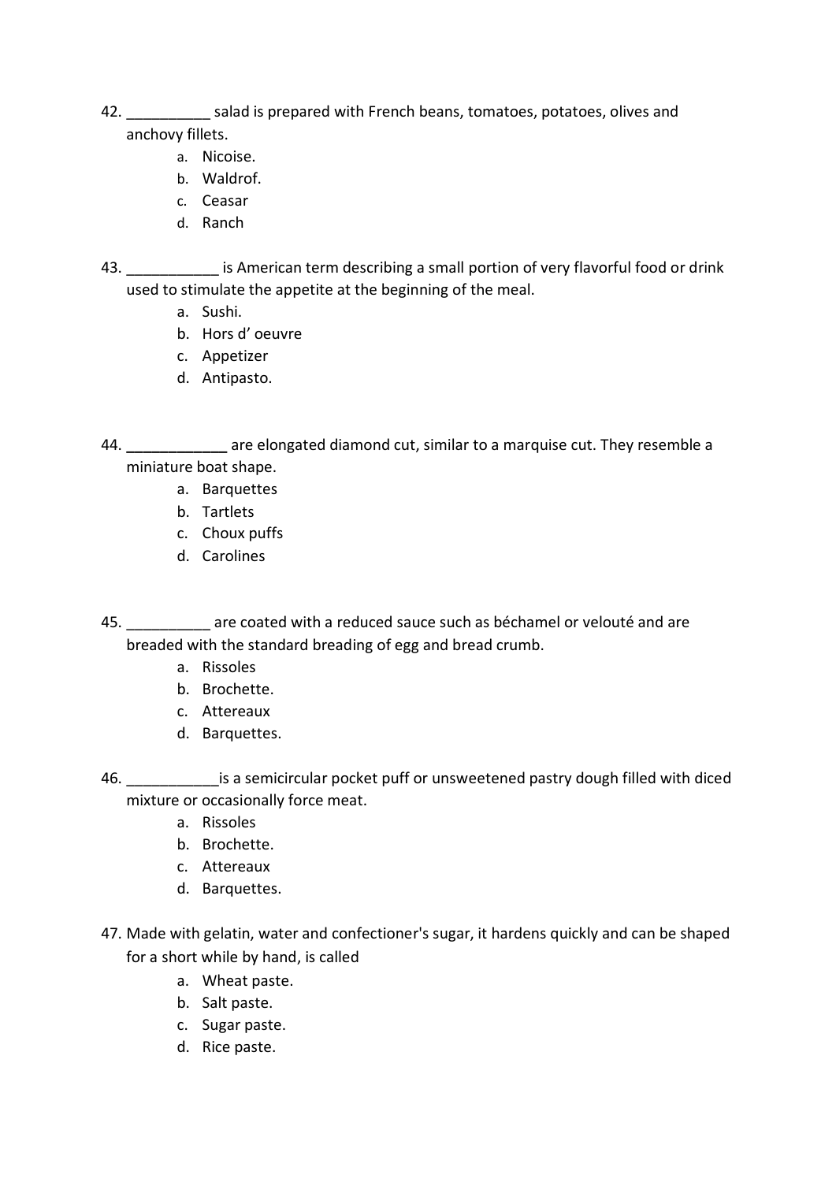42. __________ salad is prepared with French beans, tomatoes, potatoes, olives and anchovy fillets.
    a. Nicoise.
    b. Waldrof.
    c. Ceasar
    d. Ranch

43. ___________ is American term describing a small portion of very flavorful food or drink used to stimulate the appetite at the beginning of the meal.
    a. Sushi.
    b. Hors d' oeuvre
    c. Appetizer
    d. Antipasto.

44. ____________ are elongated diamond cut, similar to a marquise cut. They resemble a miniature boat shape.
    a. Barquettes
    b. Tartlets
    c. Choux puffs
    d. Carolines

45. __________ are coated with a reduced sauce such as béchamel or velouté and are breaded with the standard breading of egg and bread crumb.
    a. Rissoles
    b. Brochette.
    c. Attereaux
    d. Barquettes.

46. ___________is a semicircular pocket puff or unsweetened pastry dough filled with diced mixture or occasionally force meat.
    a. Rissoles
    b. Brochette.
    c. Attereaux
    d. Barquettes.

47. Made with gelatin, water and confectioner's sugar, it hardens quickly and can be shaped for a short while by hand, is called
    a. Wheat paste.
    b. Salt paste.
    c. Sugar paste.
    d. Rice paste.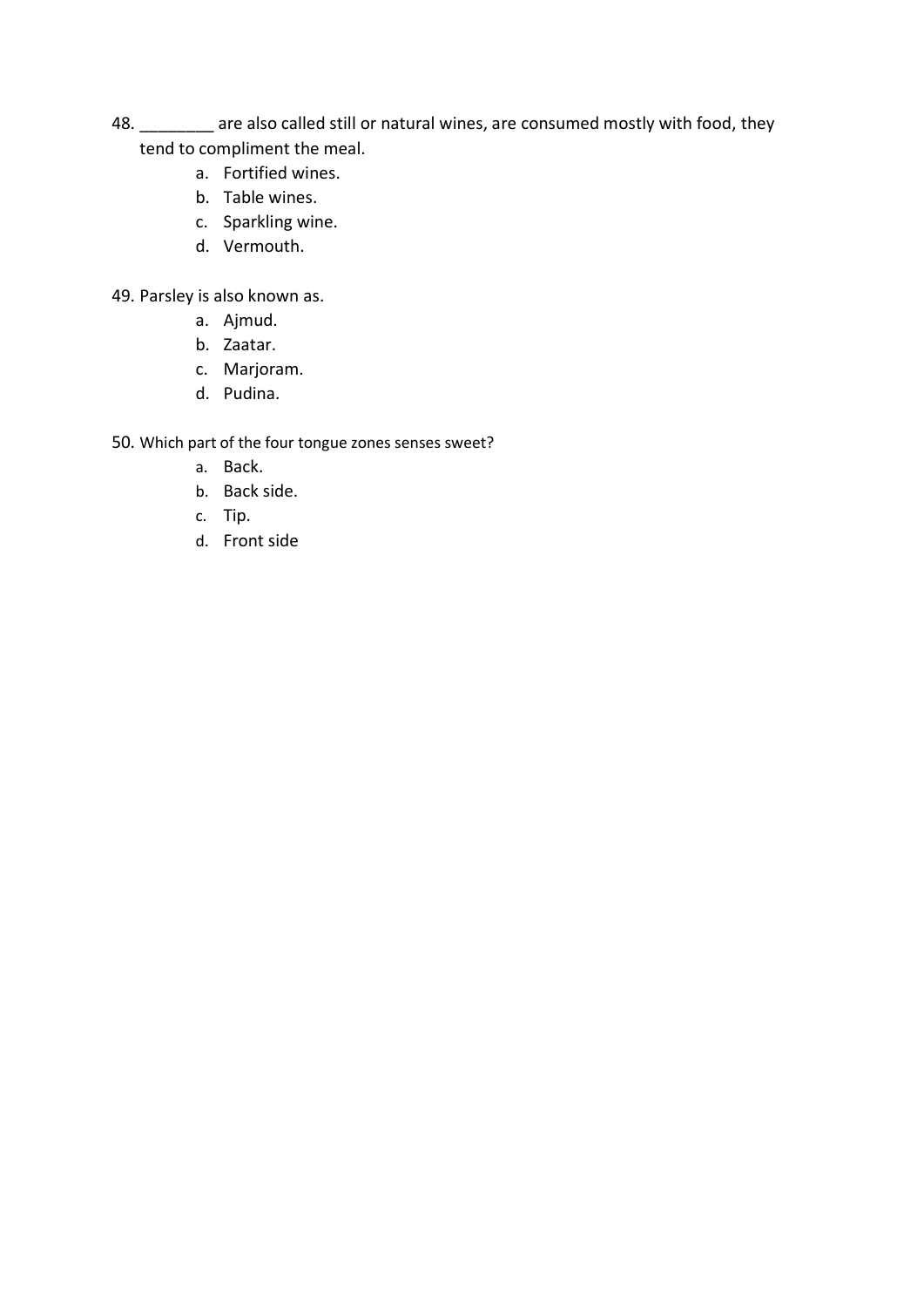48. ________ are also called still or natural wines, are consumed mostly with food, they tend to compliment the meal.
    a. Fortified wines.
    b. Table wines.
    c. Sparkling wine.
    d. Vermouth.

49. Parsley is also known as.
    a. Ajmud.
    b. Zaatar.
    c. Marjoram.
    d. Pudina.

50. Which part of the four tongue zones senses sweet?
    a. Back.
    b. Back side.
    c. Tip.
    d. Front side